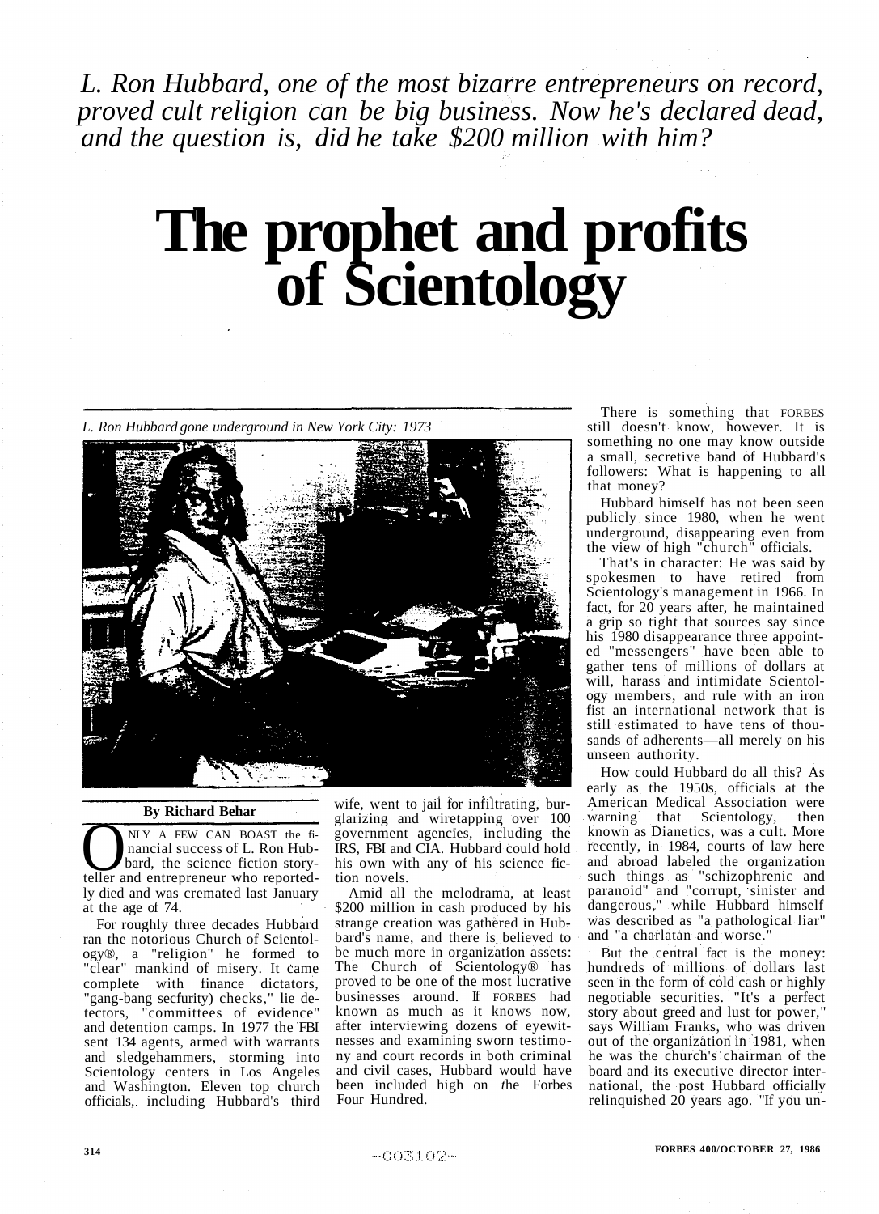*L. Ron Hubbard, one of the most bizarre entrepreneurs on record, proved cult religion can be big business. Now he's declared dead, and the question is, did he take $200 million with him?*

# The prophet and profits of Scientology

*L. Ron Hubbard gone underground in New York City: 1973*

**By Richard Behar**

ONLY A FEW CAN BOAST the financial success of L. Ron Hubbard, the science fiction storyteller and entrepreneur who reportedly died and was cremated last January at the age of 74.

For roughly three decades Hubbard ran the notorious Church of Scientology®, a "religion" he formed to "clear" mankind of misery. It came complete with finance dictators, "gang-bang secfurity) checks," lie detectors, "committees of evidence" and detention camps. In 1977 the FBI sent 134 agents, armed with warrants and sledgehammers, storming into Scientology centers in Los Angeles and Washington. Eleven top church officials, including Hubbard's third wife, went to jail for infiltrating, burglarizing and wiretapping over 100 government agencies, including the IRS, FBI and CIA. Hubbard could hold his own with any of his science fiction novels.

Amid all the melodrama, at least $200 million in cash produced by his strange creation was gathered in Hubbard's name, and there is believed to be much more in organization assets: The Church of Scientology® has proved to be one of the most lucrative businesses around. If FORBES had known as much as it knows now, after interviewing dozens of eyewitnesses and examining sworn testimony and court records in both criminal and civil cases, Hubbard would have been included high on the Forbes Four Hundred.

There is something that FORBES still doesn't know, however. It is something no one may know outside a small, secretive band of Hubbard's followers: What is happening to all that money?

Hubbard himself has not been seen publicly since 1980, when he went underground, disappearing even from the view of high "church" officials.

That's in character: He was said by spokesmen to have retired from Scientology's management in 1966. In fact, for 20 years after, he maintained a grip so tight that sources say since his 1980 disappearance three appointed "messengers" have been able to gather tens of millions of dollars at will, harass and intimidate Scientology members, and rule with an iron fist an international network that is still estimated to have tens of thousands of adherents—all merely on his unseen authority.

How could Hubbard do all this? As early as the 1950s, officials at the American Medical Association were warning that Scientology, then known as Dianetics, was a cult. More recently, in 1984, courts of law here and abroad labeled the organization such things as "schizophrenic and paranoid" and "corrupt, sinister and dangerous," while Hubbard himself was described as "a pathological liar" and "a charlatan and worse."

But the central fact is the money: hundreds of millions of dollars last seen in the form of cold cash or highly negotiable securities. "It's a perfect story about greed and lust tor power," says William Franks, who was driven out of the organization in 1981, when he was the church's chairman of the board and its executive director international, the post Hubbard officially relinquished 20 years ago. "If you un-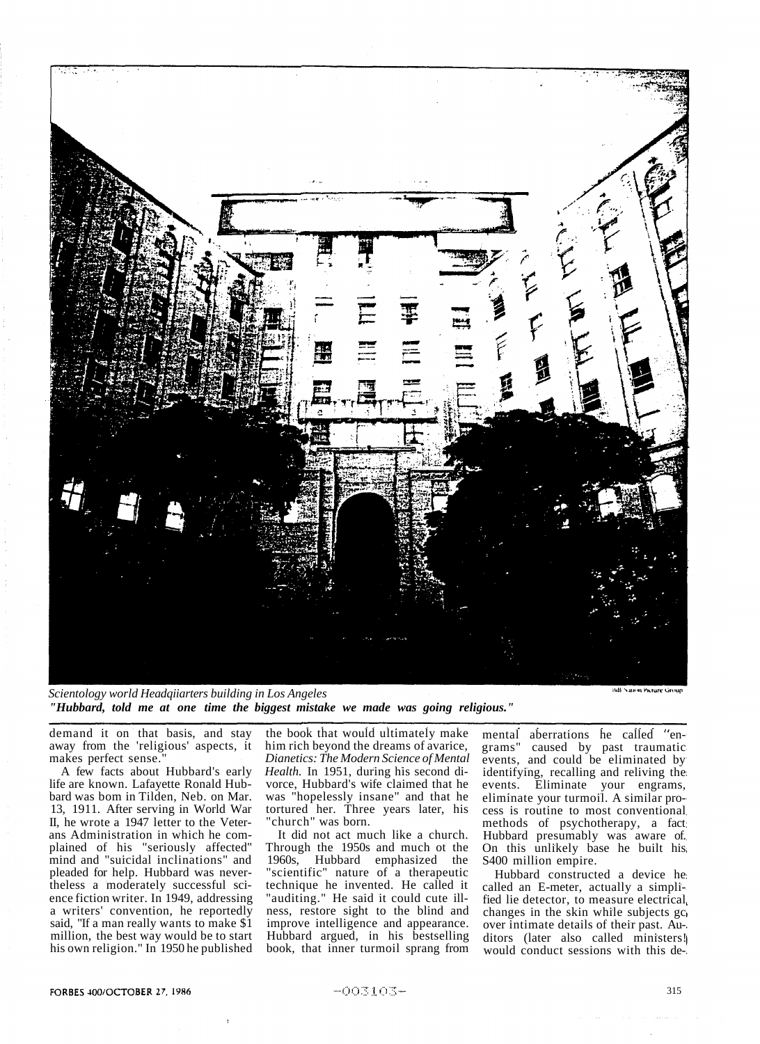*Scientology world Headqiiarters building in Los Angeles*

***"Hubbard, told me at one time the biggest mistake we made was going religious."***

demand it on that basis, and stay away from the 'religious' aspects, it makes perfect sense."

A few facts about Hubbard's early life are known. Lafayette Ronald Hubbard was bom in Tilden, Neb. on Mar. 13, 1911. After serving in World War II, he wrote a 1947 letter to the Veterans Administration in which he complained of his "seriously affected" mind and "suicidal inclinations" and pleaded for help. Hubbard was nevertheless a moderately successful science fiction writer. In 1949, addressing a writers' convention, he reportedly said, "If a man really wants to make $1 million, the best way would be to start his own religion." In 1950 he published the book that would ultimately make him rich beyond the dreams of avarice, *Dianetics: The Modern Science of Mental Health.* In 1951, during his second divorce, Hubbard's wife claimed that he was "hopelessly insane" and that he tortured her. Three years later, his "church" was born.

It did not act much like a church. Through the 1950s and much ot the 1960s, Hubbard emphasized the "scientific" nature of a therapeutic technique he invented. He called it "auditing." He said it could cute illness, restore sight to the blind and improve intelligence and appearance. Hubbard argued, in his bestselling book, that inner turmoil sprang from mental aberrations he called "engrams" caused by past traumatic events, and could be eliminated by identifying, recalling and reliving the events. Eliminate your engrams, eliminate your turmoil. A similar process is routine to most conventional methods of psychotherapy, a fact Hubbard presumably was aware of. On this unlikely base he built his S400 million empire.

Hubbard constructed a device he called an E-meter, actually a simplified lie detector, to measure electrical changes in the skin while subjects go over intimate details of their past. Auditors (later also called ministers!) would conduct sessions with this de-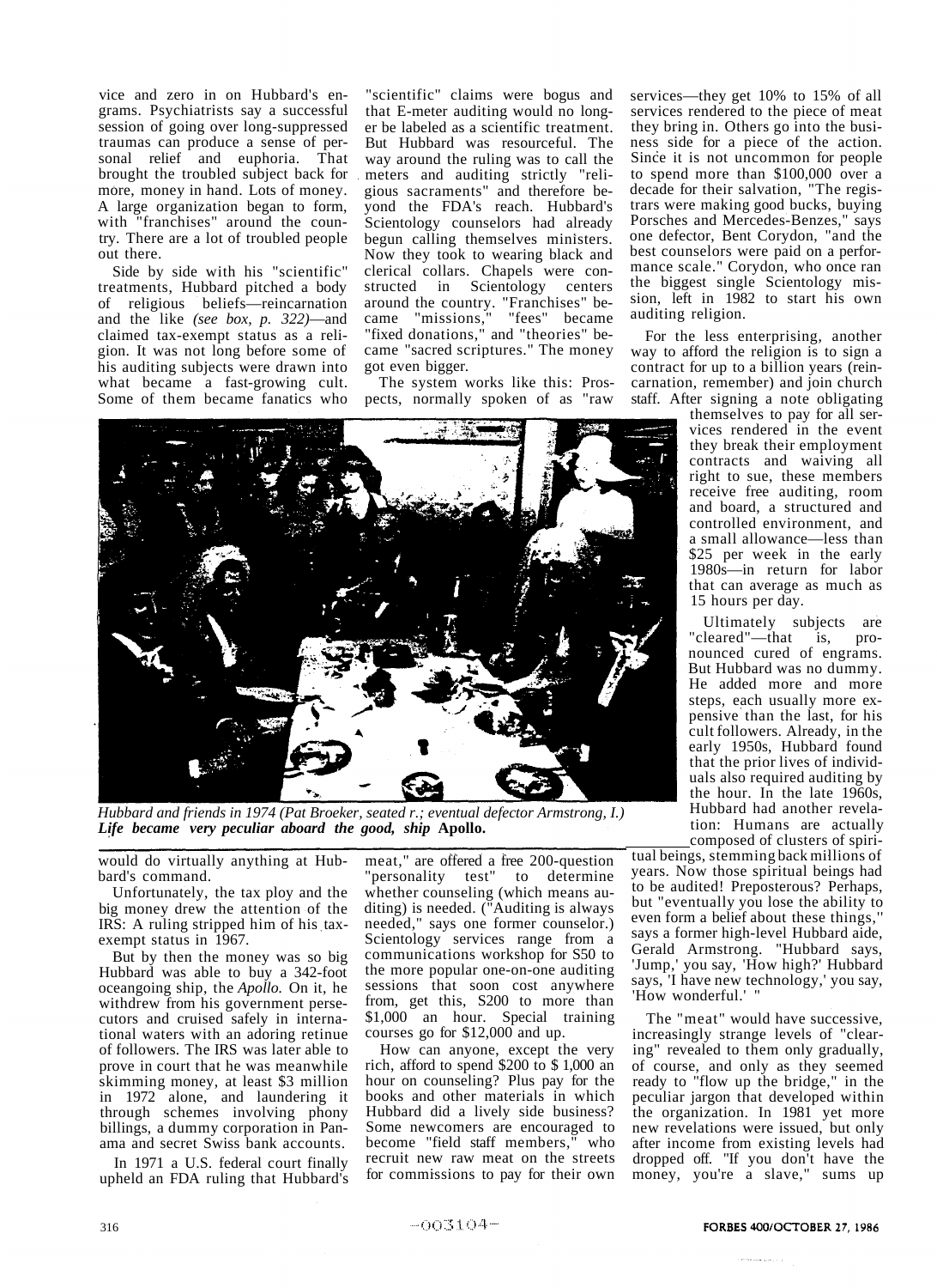vice and zero in on Hubbard's engrams. Psychiatrists say a successful session of going over long-suppressed traumas can produce a sense of personal relief and euphoria. That brought the troubled subject back for more, money in hand. Lots of money. A large organization began to form, with "franchises" around the country. There are a lot of troubled people out there.

Side by side with his "scientific" treatments, Hubbard pitched a body of religious beliefs—reincarnation and the like *(see box, p. 322)*—and claimed tax-exempt status as a religion. It was not long before some of his auditing subjects were drawn into what became a fast-growing cult. Some of them became fanatics who would do virtually anything at Hubbard's command.

Unfortunately, the tax ploy and the big money drew the attention of the IRS: A ruling stripped him of his tax-exempt status in 1967.

But by then the money was so big Hubbard was able to buy a 342-foot oceangoing ship, the *Apollo.* On it, he withdrew from his government persecutors and cruised safely in international waters with an adoring retinue of followers. The IRS was later able to prove in court that he was meanwhile skimming money, at least $3 million in 1972 alone, and laundering it through schemes involving phony billings, a dummy corporation in Panama and secret Swiss bank accounts.

In 1971 a U.S. federal court finally upheld an FDA ruling that Hubbard's "scientific" claims were bogus and that E-meter auditing would no longer be labeled as a scientific treatment. But Hubbard was resourceful. The way around the ruling was to call the meters and auditing strictly "religious sacraments" and therefore beyond the FDA's reach. Hubbard's Scientology counselors had already begun calling themselves ministers. Now they took to wearing black and clerical collars. Chapels were constructed in Scientology centers around the country. "Franchises" became "missions," "fees" became "fixed donations," and "theories" became "sacred scriptures." The money got even bigger.

The system works like this: Prospects, normally spoken of as "raw meat," are offered a free 200-question "personality test" to determine whether counseling (which means auditing) is needed. ("Auditing is always needed," says one former counselor.) Scientology services range from a communications workshop for S50 to the more popular one-on-one auditing sessions that soon cost anywhere from, get this, S200 to more than $1,000 an hour. Special training courses go for $12,000 and up.

How can anyone, except the very rich, afford to spend $200 to $ 1,000 an hour on counseling? Plus pay for the books and other materials in which Hubbard did a lively side business? Some newcomers are encouraged to become "field staff members," who recruit new raw meat on the streets for commissions to pay for their own services—they get 10% to 15% of all services rendered to the piece of meat they bring in. Others go into the business side for a piece of the action. Since it is not uncommon for people to spend more than $100,000 over a decade for their salvation, "The registrars were making good bucks, buying Porsches and Mercedes-Benzes," says one defector, Bent Corydon, "and the best counselors were paid on a performance scale." Corydon, who once ran the biggest single Scientology mission, left in 1982 to start his own auditing religion.

For the less enterprising, another way to afford the religion is to sign a contract for up to a billion years (reincarnation, remember) and join church staff. After signing a note obligating themselves to pay for all services rendered in the event they break their employment contracts and waiving all right to sue, these members receive free auditing, room and board, a structured and controlled environment, and a small allowance—less than $25 per week in the early 1980s—in return for labor that can average as much as 15 hours per day.

Ultimately subjects are "cleared"—that is, pronounced cured of engrams. But Hubbard was no dummy. He added more and more steps, each usually more expensive than the last, for his cult followers. Already, in the early 1950s, Hubbard found that the prior lives of individuals also required auditing by the hour. In the late 1960s, Hubbard had another revelation: Humans are actually composed of clusters of spiritual beings, stemming back millions of years. Now those spiritual beings had to be audited! Preposterous? Perhaps, but "eventually you lose the ability to even form a belief about these things," says a former high-level Hubbard aide, Gerald Armstrong. "Hubbard says, 'Jump,' you say, 'How high?' Hubbard says, 'I have new technology,' you say, 'How wonderful.' "

The "meat" would have successive, increasingly strange levels of "clearing" revealed to them only gradually, of course, and only as they seemed ready to "flow up the bridge," in the peculiar jargon that developed within the organization. In 1981 yet more new revelations were issued, but only after income from existing levels had dropped off. "If you don't have the money, you're a slave," sums up

*Hubbard and friends in 1974 (Pat Broeker, seated r.; eventual defector Armstrong, l.)*
***Life became very peculiar aboard the good, ship* Apollo.**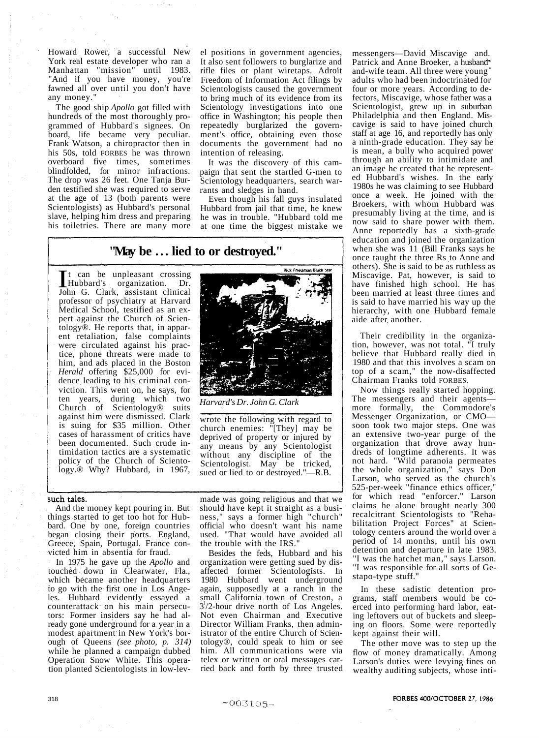Howard Rower, a successful New York real estate developer who ran a Manhattan "mission" until 1983. "And if you have money, you're fawned all over until you don't have any money."

The good ship *Apollo* got filled with hundreds of the most thoroughly programmed of Hubbard's signees. On board, life became very peculiar. Frank Watson, a chiropractor then in his 50s, told FORBES he was thrown overboard five times, sometimes blindfolded, for minor infractions. The drop was 26 feet. One Tanja Burden testified she was required to serve at the age of 13 (both parents were Scientologists) as Hubbard's personal slave, helping him dress and preparing his toiletries. There are many more such tales.

And the money kept pouring in. But things started to get too hot for Hubbard. One by one, foreign countries began closing their ports. England, Greece, Spain, Portugal. France convicted him in absentia for fraud.

In 1975 he gave up the *Apollo* and touched down in Clearwater, Fla., which became another headquarters to go with the first one in Los Angeles. Hubbard evidently essayed a counterattack on his main persecutors: Former insiders say he had already gone underground for a year in a modest apartment in New York's borough of Queens *(see photo, p. 314)* while he planned a campaign dubbed Operation Snow White. This operation planted Scientologists in low-level positions in government agencies, It also sent followers to burglarize and rifle files or plant wiretaps. Adroit Freedom of Information Act filings by Scientologists caused the government to bring much of its evidence from its Scientology investigations into one office in Washington; his people then repeatedly burglarized the government's office, obtaining even those documents the government had no intention of releasing.

It was the discovery of this campaign that sent the startled G-men to Scientology headquarters, search warrants and sledges in hand.

Even though his fall guys insulated Hubbard from jail that time, he knew he was in trouble. "Hubbard told me at one time the biggest mistake we made was going religious and that we should have kept it straight as a business," says a former high "church" official who doesn't want his name used. "That would have avoided all the trouble with the IRS."

Besides the feds, Hubbard and his organization were getting sued by disaffected former Scientologists. In 1980 Hubbard went underground again, supposedly at a ranch in the small California town of Creston, a 3½-hour drive north of Los Angeles. Not even Chairman and Executive Director William Franks, then administrator of the entire Church of Scientology®, could speak to him or see him. All communications were via telex or written or oral messages carried back and forth by three trusted messengers—David Miscavige and Patrick and Anne Broeker, a husband-and-wife team. All three were young adults who had been indoctrinated for four or more years. According to defectors, Miscavige, whose father was a Scientologist, grew up in suburban Philadelphia and then England. Miscavige is said to have joined church staff at age 16, and reportedly has only a ninth-grade education. They say he is mean, a bully who acquired power through an ability to intimidate and an image he created that he represented Hubbard's wishes. In the early 1980s he was claiming to see Hubbard once a week. He joined with the Broekers, with whom Hubbard was presumably living at the time, and is now said to share power with them. Anne reportedly has a sixth-grade education and joined the organization when she was 11 (Bill Franks says he once taught the three Rs to Anne and others). She is said to be as ruthless as Miscavige. Pat, however, is said to have finished high school. He has been married at least three times and is said to have married his way up the hierarchy, with one Hubbard female aide after another.

Their credibility in the organization, however, was not total. "I truly believe that Hubbard really died in 1980 and that this involves a scam on top of a scam," the now-disaffected Chairman Franks told FORBES.

Now things really started hopping. The messengers and their agents—more formally, the Commodore's Messenger Organization, or CMO—soon took two major steps. One was an extensive two-year purge of the organization that drove away hundreds of longtime adherents. It was not hard. "Wild paranoia permeates the whole organization," says Don Larson, who served as the church's 525-per-week "finance ethics officer," for which read "enforcer." Larson claims he alone brought nearly 300 recalcitrant Scientologists to "Rehabilitation Project Forces" at Scientology centers around the world over a period of 14 months, until his own detention and departure in late 1983. "I was the hatchet man," says Larson. "I was responsible for all sorts of Gestapo-type stuff."

In these sadistic detention programs, staff members would be coerced into performing hard labor, eating leftovers out of buckets and sleeping on floors. Some were reportedly kept against their will.

The other move was to step up the flow of money dramatically. Among Larson's duties were levying fines on wealthy auditing subjects, whose inti-

## "May be ... lied to or destroyed."

It can be unpleasant crossing Hubbard's organization. Dr. John G. Clark, assistant clinical professor of psychiatry at Harvard Medical School, testified as an expert against the Church of Scientology®. He reports that, in apparent retaliation, false complaints were circulated against his practice, phone threats were made to him, and ads placed in the Boston *Herald* offering $25,000 for evidence leading to his criminal conviction. This went on, he says, for ten years, during which two Church of Scientology® suits against him were dismissed. Clark is suing for $35 million. Other cases of harassment of critics have been documented. Such crude intimidation tactics are a systematic policy of the Church of Scientology.® Why? Hubbard, in 1967, wrote the following with regard to church enemies: "[They] may be deprived of property or injured by any means by any Scientologist without any discipline of the Scientologist. May be tricked, sued or lied to or destroyed."—R.B.

Rick Friedman/Black Star

*Harvard's Dr. John G. Clark*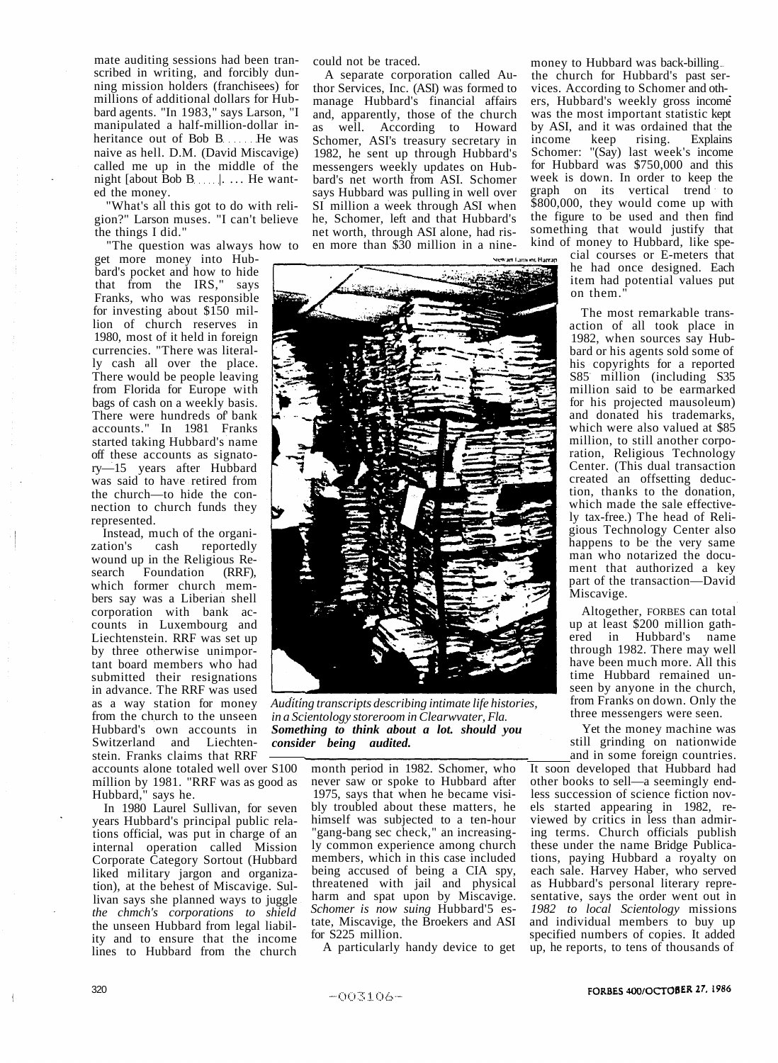mate auditing sessions had been transcribed in writing, and forcibly dunning mission holders (franchisees) for millions of additional dollars for Hubbard agents. "In 1983," says Larson, "I manipulated a half-million-dollar inheritance out of Bob B...... He was naive as hell. D.M. (David Miscavige) called me up in the middle of the night [about Bob B......]. ... He wanted the money.

"What's all this got to do with religion?" Larson muses. "I can't believe the things I did."

"The question was always how to get more money into Hubbard's pocket and how to hide that from the IRS," says Franks, who was responsible for investing about $150 million of church reserves in 1980, most of it held in foreign currencies. "There was literally cash all over the place. There would be people leaving from Florida for Europe with bags of cash on a weekly basis. There were hundreds of bank accounts." In 1981 Franks started taking Hubbard's name off these accounts as signatory—15 years after Hubbard was said to have retired from the church—to hide the connection to church funds they represented.

Instead, much of the organization's cash reportedly wound up in the Religious Research Foundation (RRF), which former church members say was a Liberian shell corporation with bank accounts in Luxembourg and Liechtenstein. RRF was set up by three otherwise unimportant board members who had submitted their resignations in advance. The RRF was used as a way station for money from the church to the unseen Hubbard's own accounts in Switzerland and Liechtenstein. Franks claims that RRF accounts alone totaled well over S100 million by 1981. "RRF was as good as Hubbard," says he.

In 1980 Laurel Sullivan, for seven years Hubbard's principal public relations official, was put in charge of an internal operation called Mission Corporate Category Sortout (Hubbard liked military jargon and organization), at the behest of Miscavige. Sullivan says she planned ways to juggle the chmch's corporations to shield the unseen Hubbard from legal liability and to ensure that the income lines to Hubbard from the church could not be traced.

A separate corporation called Author Services, Inc. (ASI) was formed to manage Hubbard's financial affairs and, apparently, those of the church as well. According to Howard Schomer, ASI's treasury secretary in 1982, he sent up through Hubbard's messengers weekly updates on Hubbard's net worth from ASI. Schomer says Hubbard was pulling in well over SI million a week through ASI when he, Schomer, left and that Hubbard's net worth, through ASI alone, had risen more than $30 million in a nine-month period in 1982. Schomer, who never saw or spoke to Hubbard after 1975, says that when he became visibly troubled about these matters, he himself was subjected to a ten-hour "gang-bang sec check," an increasingly common experience among church members, which in this case included being accused of being a CIA spy, threatened with jail and physical harm and spat upon by Miscavige. Schomer is now suing Hubbard'5 estate, Miscavige, the Broekers and ASI for S225 million.

A particularly handy device to get money to Hubbard was back-billing the church for Hubbard's past services. According to Schomer and others, Hubbard's weekly gross income was the most important statistic kept by ASI, and it was ordained that the income keep rising. Explains Schomer: "(Say) last week's income for Hubbard was $750,000 and this week is down. In order to keep the graph on its vertical trend to $800,000, they would come up with the figure to be used and then find something that would justify that kind of money to Hubbard, like special courses or E-meters that he had once designed. Each item had potential values put on them."

*Auditing transcripts describing intimate life histories, in a Scientology storeroom in Clearwater, Fla.* ***Something to think about a lot. should you consider being audited.***

The most remarkable transaction of all took place in 1982, when sources say Hubbard or his agents sold some of his copyrights for a reported S85 million (including S35 million said to be earmarked for his projected mausoleum) and donated his trademarks, which were also valued at $85 million, to still another corporation, Religious Technology Center. (This dual transaction created an offsetting deduction, thanks to the donation, which made the sale effectively tax-free.) The head of Religious Technology Center also happens to be the very same man who notarized the document that authorized a key part of the transaction—David Miscavige.

Altogether, FORBES can total up at least $200 million gathered in Hubbard's name through 1982. There may well have been much more. All this time Hubbard remained unseen by anyone in the church, from Franks on down. Only the three messengers were seen.

Yet the money machine was still grinding on nationwide and in some foreign countries. It soon developed that Hubbard had other books to sell—a seemingly endless succession of science fiction novels started appearing in 1982, reviewed by critics in less than admiring terms. Church officials publish these under the name Bridge Publications, paying Hubbard a royalty on each sale. Harvey Haber, who served as Hubbard's personal literary representative, says the order went out in 1982 to local Scientology missions and individual members to buy up specified numbers of copies. It added up, he reports, to tens of thousands of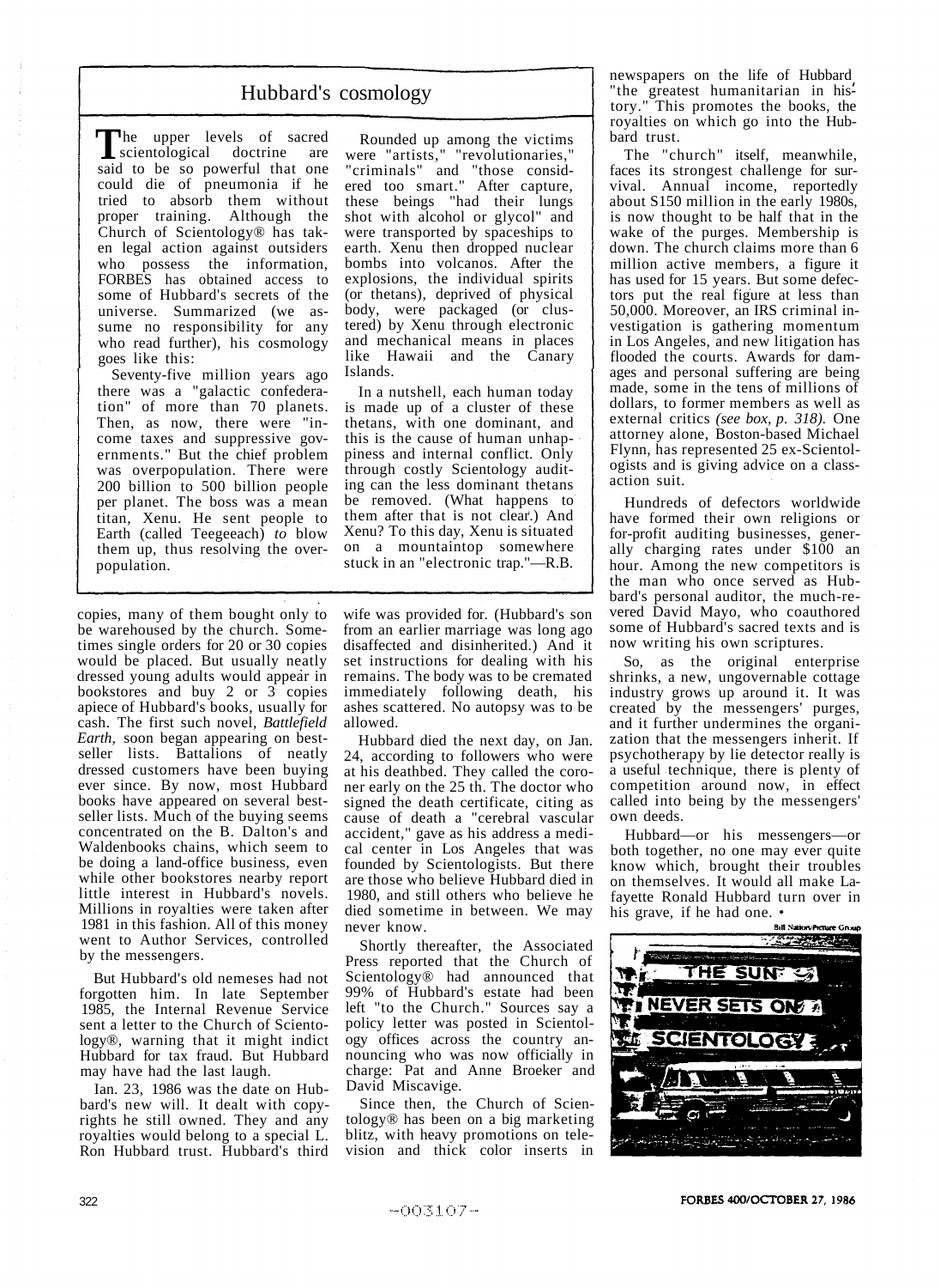## Hubbard's cosmology

The upper levels of sacred scientological doctrine are said to be so powerful that one could die of pneumonia if he tried to absorb them without proper training. Although the Church of Scientology® has taken legal action against outsiders who possess the information, FORBES has obtained access to some of Hubbard's secrets of the universe. Summarized (we assume no responsibility for any who read further), his cosmology goes like this:

Seventy-five million years ago there was a "galactic confederation" of more than 70 planets. Then, as now, there were "income taxes and suppressive governments." But the chief problem was overpopulation. There were 200 billion to 500 billion people per planet. The boss was a mean titan, Xenu. He sent people to Earth (called Teegeeach) *to* blow them up, thus resolving the overpopulation.

Rounded up among the victims were "artists," "revolutionaries," "criminals" and "those considered too smart." After capture, these beings "had their lungs shot with alcohol or glycol" and were transported by spaceships to earth. Xenu then dropped nuclear bombs into volcanos. After the explosions, the individual spirits (or thetans), deprived of physical body, were packaged (or clustered) by Xenu through electronic and mechanical means in places like Hawaii and the Canary Islands.

In a nutshell, each human today is made up of a cluster of these thetans, with one dominant, and this is the cause of human unhappiness and internal conflict. Only through costly Scientology auditing can the less dominant thetans be removed. (What happens to them after that is not clear.) And Xenu? To this day, Xenu is situated on a mountaintop somewhere stuck in an "electronic trap."—R.B.

---

copies, many of them bought only to be warehoused by the church. Sometimes single orders for 20 or 30 copies would be placed. But usually neatly dressed young adults would appear in bookstores and buy 2 or 3 copies apiece of Hubbard's books, usually for cash. The first such novel, *Battlefield Earth,* soon began appearing on bestseller lists. Battalions of neatly dressed customers have been buying ever since. By now, most Hubbard books have appeared on several bestseller lists. Much of the buying seems concentrated on the B. Dalton's and Waldenbooks chains, which seem to be doing a land-office business, even while other bookstores nearby report little interest in Hubbard's novels. Millions in royalties were taken after 1981 in this fashion. All of this money went to Author Services, controlled by the messengers.

But Hubbard's old nemeses had not forgotten him. In late September 1985, the Internal Revenue Service sent a letter to the Church of Scientology®, warning that it might indict Hubbard for tax fraud. But Hubbard may have had the last laugh.

Jan. 23, 1986 was the date on Hubbard's new will. It dealt with copyrights he still owned. They and any royalties would belong to a special L. Ron Hubbard trust. Hubbard's third wife was provided for. (Hubbard's son from an earlier marriage was long ago disaffected and disinherited.) And it set instructions for dealing with his remains. The body was to be cremated immediately following death, his ashes scattered. No autopsy was to be allowed.

Hubbard died the next day, on Jan. 24, according to followers who were at his deathbed. They called the coroner early on the 25 th. The doctor who signed the death certificate, citing as cause of death a "cerebral vascular accident," gave as his address a medical center in Los Angeles that was founded by Scientologists. But there are those who believe Hubbard died in 1980, and still others who believe he died sometime in between. We may never know.

Shortly thereafter, the Associated Press reported that the Church of Scientology® had announced that 99% of Hubbard's estate had been left "to the Church." Sources say a policy letter was posted in Scientology offices across the country announcing who was now officially in charge: Pat and Anne Broeker and David Miscavige.

Since then, the Church of Scientology® has been on a big marketing blitz, with heavy promotions on television and thick color inserts in newspapers on the life of Hubbard, "the greatest humanitarian in history." This promotes the books, the royalties on which go into the Hubbard trust.

The "church" itself, meanwhile, faces its strongest challenge for survival. Annual income, reportedly about $150 million in the early 1980s, is now thought to be half that in the wake of the purges. Membership is down. The church claims more than 6 million active members, a figure it has used for 15 years. But some defectors put the real figure at less than 50,000. Moreover, an IRS criminal investigation is gathering momentum in Los Angeles, and new litigation has flooded the courts. Awards for damages and personal suffering are being made, some in the tens of millions of dollars, to former members as well as external critics *(see box, p. 318).* One attorney alone, Boston-based Michael Flynn, has represented 25 ex-Scientologists and is giving advice on a class-action suit.

Hundreds of defectors worldwide have formed their own religions or for-profit auditing businesses, generally charging rates under $100 an hour. Among the new competitors is the man who once served as Hubbard's personal auditor, the much-revered David Mayo, who coauthored some of Hubbard's sacred texts and is now writing his own scriptures.

So, as the original enterprise shrinks, a new, ungovernable cottage industry grows up around it. It was created by the messengers' purges, and it further undermines the organization that the messengers inherit. If psychotherapy by lie detector really is a useful technique, there is plenty of competition around now, in effect called into being by the messengers' own deeds.

Hubbard—or his messengers—or both together, no one may ever quite know which, brought their troubles on themselves. It would all make Lafayette Ronald Hubbard turn over in his grave, if he had one. •

Bill Nation/Picture Group